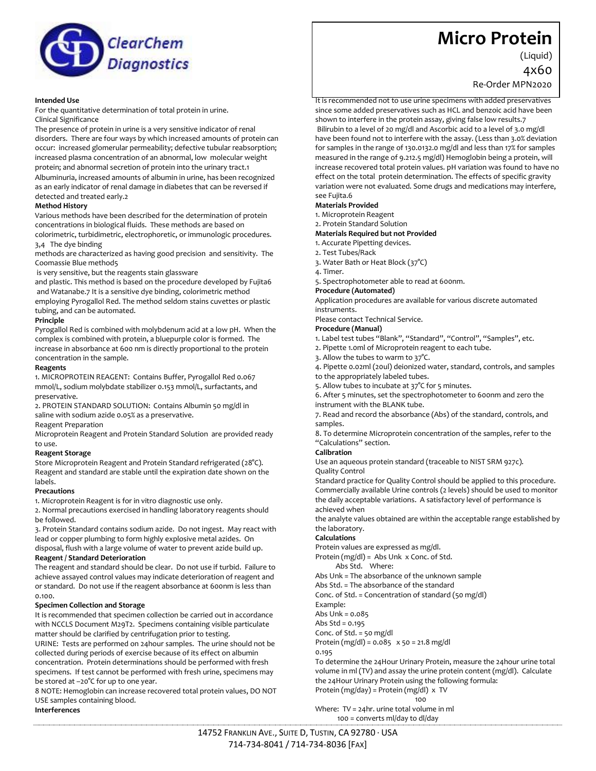ClearChem Diagnostics

# Micro Protein

(Liquid)

4x60

Re-Order MPN2020

**Intended Use**

For the quantitative determination of total protein in urine.

Clinical Significance

The presence of protein in urine is a very sensitive indicator of renal disorders. There are four ways by which increased amounts of protein can occur: increased glomerular permeability; defective tubular reabsorption; increased plasma concentration of an abnormal, low molecular weight protein; and abnormal secretion of protein into the urinary tract.[1]

Albuminuria, increased amounts of albumin in urine, has been recognized as an early indicator of renal damage in diabetes that can be reversed if detected and treated early.[2]

**Method History**

Various methods have been described for the determination of protein concentrations in biological fluids. These methods are based on colorimetric, turbidimetric, electrophoretic, or immunologic procedures.[3,4] The dye binding methods are characterized as having good precision and sensitivity. The Coomassie Blue method[5] is very sensitive, but the reagents stain glassware and plastic. This method is based on the procedure developed by Fujita[6] and Watanabe.[7] It is a sensitive dye binding, colorimetric method employing Pyrogallol Red. The method seldom stains cuvettes or plastic tubing, and can be automated.

**Principle**

Pyrogallol Red is combined with molybdenum acid at a low pH. When the complex is combined with protein, a bluepurple color is formed. The increase in absorbance at 600 nm is directly proportional to the protein concentration in the sample.

**Reagents**

1. MICROPROTEIN REAGENT: Contains Buffer, Pyrogallol Red 0.067 mmol/L, sodium molybdate stabilizer 0.153 mmol/L, surfactants, and preservative.
2. PROTEIN STANDARD SOLUTION: Contains Albumin 50 mg/dl in saline with sodium azide 0.05% as a preservative.

Reagent Preparation

Microprotein Reagent and Protein Standard Solution are provided ready to use.

**Reagent Storage**

Store Microprotein Reagent and Protein Standard refrigerated (28°C). Reagent and standard are stable until the expiration date shown on the labels.

**Precautions**

1. Microprotein Reagent is for in vitro diagnostic use only.
2. Normal precautions exercised in handling laboratory reagents should be followed.
3. Protein Standard contains sodium azide. Do not ingest. May react with lead or copper plumbing to form highly explosive metal azides. On disposal, flush with a large volume of water to prevent azide build up.

**Reagent / Standard Deterioration**

The reagent and standard should be clear. Do not use if turbid. Failure to achieve assayed control values may indicate deterioration of reagent and or standard. Do not use if the reagent absorbance at 600nm is less than 0.100.

**Specimen Collection and Storage**

It is recommended that specimen collection be carried out in accordance with NCCLS Document M29T2. Specimens containing visible particulate matter should be clarified by centrifugation prior to testing.

URINE: Tests are performed on 24hour samples. The urine should not be collected during periods of exercise because of its effect on albumin concentration. Protein determinations should be performed with fresh specimens. If test cannot be performed with fresh urine, specimens may be stored at –20°C for up to one year.

8 NOTE: Hemoglobin can increase recovered total protein values, DO NOT USE samples containing blood.

**Interferences**

It is recommended not to use urine specimens with added preservatives since some added preservatives such as HCL and benzoic acid have been shown to interfere in the protein assay, giving false low results.[7]

Bilirubin to a level of 20 mg/dl and Ascorbic acid to a level of 3.0 mg/dl have been found not to interfere with the assay. (Less than 3.0% deviation for samples in the range of 130.0132.0 mg/dl and less than 17% for samples measured in the range of 9.212.5 mg/dl) Hemoglobin being a protein, will increase recovered total protein values. pH variation was found to have no effect on the total protein determination. The effects of specific gravity variation were not evaluated. Some drugs and medications may interfere, see Fujita.[6]

**Materials Provided**

1. Microprotein Reagent
2. Protein Standard Solution

**Materials Required but not Provided**

1. Accurate Pipetting devices.
2. Test Tubes/Rack
3. Water Bath or Heat Block (37°C)
4. Timer.
5. Spectrophotometer able to read at 600nm.

**Procedure (Automated)**

Application procedures are available for various discrete automated instruments.

Please contact Technical Service.

**Procedure (Manual)**

1. Label test tubes "Blank", "Standard", "Control", "Samples", etc.
2. Pipette 1.0ml of Microprotein reagent to each tube.
3. Allow the tubes to warm to 37°C.
4. Pipette 0.02ml (20ul) deionized water, standard, controls, and samples to the appropriately labeled tubes.
5. Allow tubes to incubate at 37°C for 5 minutes.
6. After 5 minutes, set the spectrophotometer to 600nm and zero the instrument with the BLANK tube.
7. Read and record the absorbance (Abs) of the standard, controls, and samples.
8. To determine Microprotein concentration of the samples, refer to the "Calculations" section.

**Calibration**

Use an aqueous protein standard (traceable to NIST SRM 927c).

Quality Control

Standard practice for Quality Control should be applied to this procedure. Commercially available Urine controls (2 levels) should be used to monitor the daily acceptable variations. A satisfactory level of performance is achieved when the analyte values obtained are within the acceptable range established by the laboratory.

**Calculations**

Protein values are expressed as mg/dl.

$$\text{Protein (mg/dl)} = \frac{\text{Abs Unk}}{\text{Abs Std.}} \times \text{Conc. of Std.}$$

Where:

Abs Unk = The absorbance of the unknown sample

Abs Std. = The absorbance of the standard

Conc. of Std. = Concentration of standard (50 mg/dl)

Example:

Abs Unk = 0.085

Abs Std = 0.195

Conc. of Std. = 50 mg/dl

$$\text{Protein (mg/dl)} = \frac{0.085}{0.195} \times 50 = 21.8 \text{ mg/dl}$$

To determine the 24Hour Urinary Protein, measure the 24hour urine total volume in ml (TV) and assay the urine protein content (mg/dl). Calculate the 24Hour Urinary Protein using the following formula:

$$\text{Protein (mg/day)} = \frac{\text{Protein (mg/dl)} \times \text{TV}}{100}$$

Where: TV = 24hr. urine total volume in ml

100 = converts ml/day to dl/day

14752 Franklin Ave., Suite D, Tustin, CA 92780 · USA

714-734-8041 / 714-734-8036 [Fax]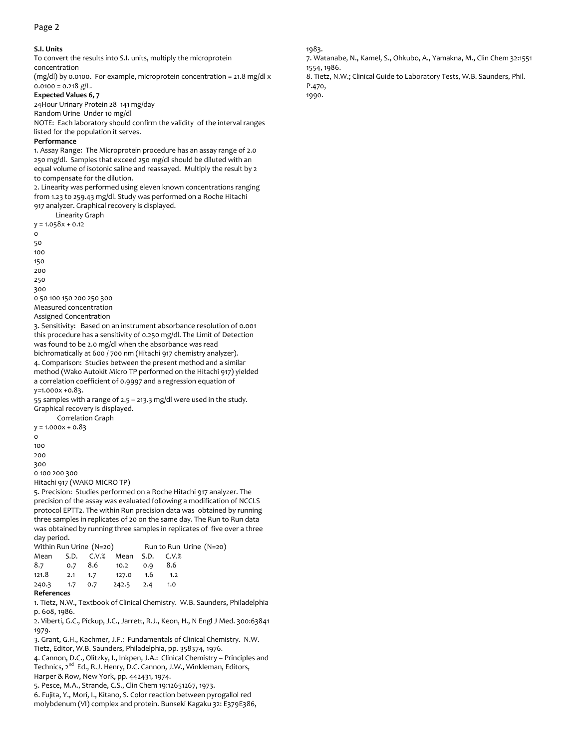**S.I. Units**

To convert the results into S.I. units, multiply the microprotein concentration (mg/dl) by 0.0100. For example, microprotein concentration = 21.8 mg/dl x 0.0100 = 0.218 g/L.

**Expected Values 6, 7**

24Hour Urinary Protein 28 141 mg/day

Random Urine Under 10 mg/dl

NOTE: Each laboratory should confirm the validity of the interval ranges listed for the population it serves.

**Performance**

1. Assay Range: The Microprotein procedure has an assay range of 2.0 250 mg/dl. Samples that exceed 250 mg/dl should be diluted with an equal volume of isotonic saline and reassayed. Multiply the result by 2 to compensate for the dilution.

2. Linearity was performed using eleven known concentrations ranging from 1.23 to 259.43 mg/dl. Study was performed on a Roche Hitachi 917 analyzer. Graphical recovery is displayed.

Linearity Graph

y = 1.058x + 0.12

0
50
100
150
200
250
300

0 50 100 150 200 250 300

Measured concentration

Assigned Concentration

3. Sensitivity: Based on an instrument absorbance resolution of 0.001 this procedure has a sensitivity of 0.250 mg/dl. The Limit of Detection was found to be 2.0 mg/dl when the absorbance was read bichromatically at 600 / 700 nm (Hitachi 917 chemistry analyzer).

4. Comparison: Studies between the present method and a similar method (Wako Autokit Micro TP performed on the Hitachi 917) yielded a correlation coefficient of 0.9997 and a regression equation of y=1.000x +0.83.

55 samples with a range of 2.5 – 213.3 mg/dl were used in the study. Graphical recovery is displayed.

Correlation Graph

y = 1.000x + 0.83

0
100
200
300

0 100 200 300

Hitachi 917 (WAKO MICRO TP)

5. Precision: Studies performed on a Roche Hitachi 917 analyzer. The precision of the assay was evaluated following a modification of NCCLS protocol EPTT2. The within Run precision data was obtained by running three samples in replicates of 20 on the same day. The Run to Run data was obtained by running three samples in replicates of five over a three day period.

| Within Run Urine (N=20) | | | Run to Run Urine (N=20) | | |
|---|---|---|---|---|---|
| Mean | S.D. | C.V.% | Mean | S.D. | C.V.% |
| 8.7 | 0.7 | 8.6 | 10.2 | 0.9 | 8.6 |
| 121.8 | 2.1 | 1.7 | 127.0 | 1.6 | 1.2 |
| 240.3 | 1.7 | 0.7 | 242.5 | 2.4 | 1.0 |

**References**

1. Tietz, N.W., Textbook of Clinical Chemistry. W.B. Saunders, Philadelphia p. 608, 1986.
2. Viberti, G.C., Pickup, J.C., Jarrett, R.J., Keon, H., N Engl J Med. 300:63841 1979.
3. Grant, G.H., Kachmer, J.F.: Fundamentals of Clinical Chemistry. N.W. Tietz, Editor, W.B. Saunders, Philadelphia, pp. 358374, 1976.
4. Cannon, D.C., Olitzky, I., Inkpen, J.A.: Clinical Chemistry – Principles and Technics, 2nd Ed., R.J. Henry, D.C. Cannon, J.W., Winkleman, Editors, Harper & Row, New York, pp. 442431, 1974.
5. Pesce, M.A., Strande, C.S., Clin Chem 19:12651267, 1973.
6. Fujita, Y., Mori, I., Kitano, S. Color reaction between pyrogallol red molybdenum (VI) complex and protein. Bunseki Kagaku 32: E379E386, 1983.
7. Watanabe, N., Kamel, S., Ohkubo, A., Yamakna, M., Clin Chem 32:1551 1554, 1986.
8. Tietz, N.W.; Clinical Guide to Laboratory Tests, W.B. Saunders, Phil. P.470, 1990.